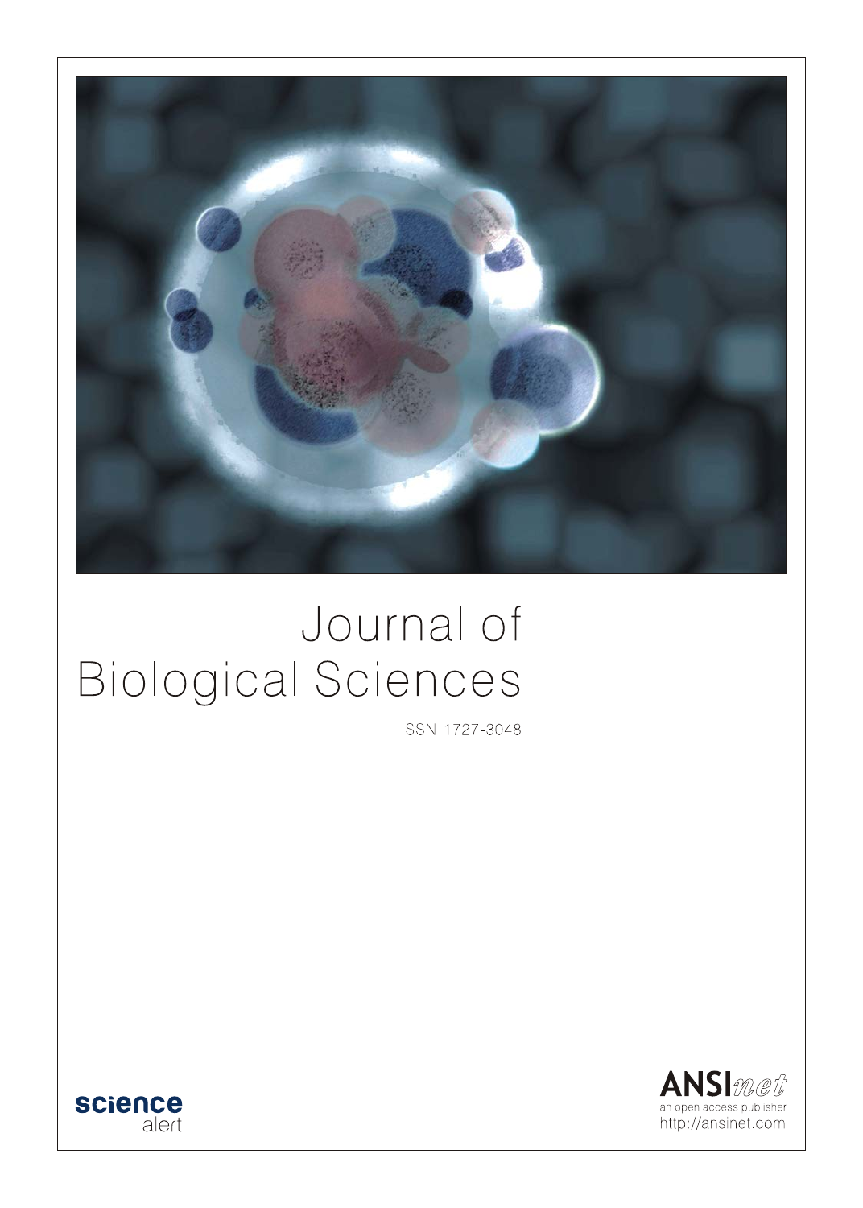# Journal of Biological Sciences

ISSN 1727-3048

science alert

ANSInet

an open access publisher

http://ansinet.com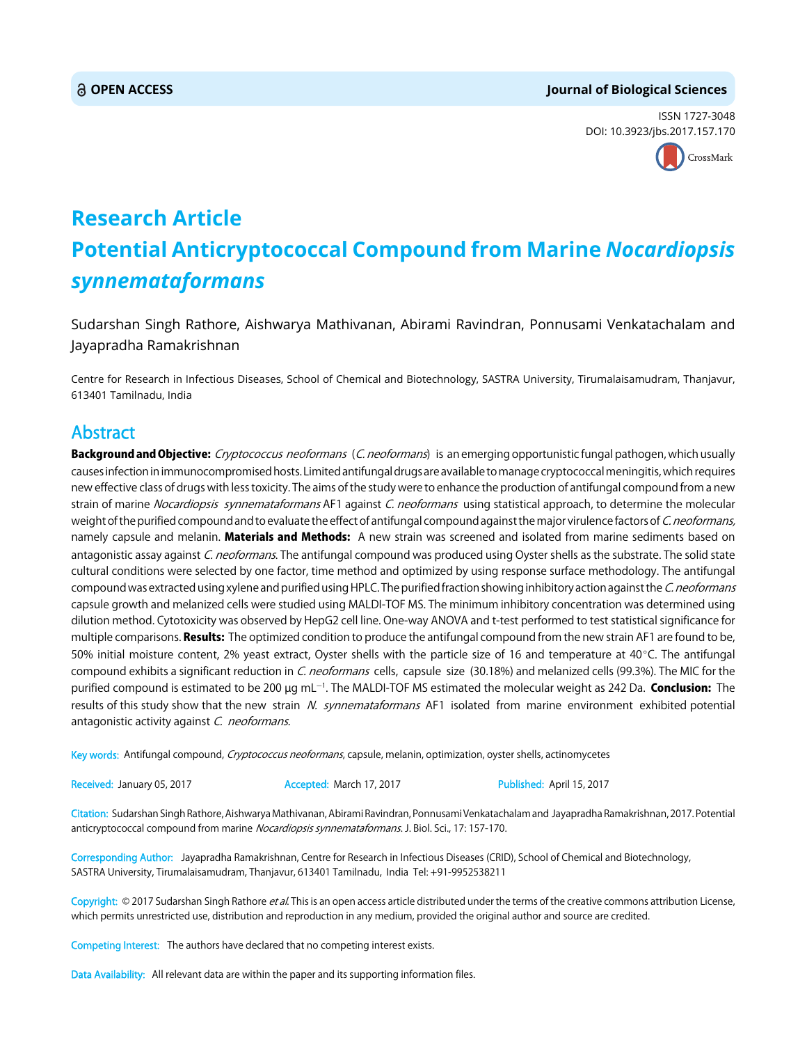**OPEN ACCESS**

**Journal of Biological Sciences**

ISSN 1727-3048
DOI: 10.3923/jbs.2017.157.170

## Research Article
# Potential Anticryptococcal Compound from Marine *Nocardiopsis synnemataformans*

Sudarshan Singh Rathore, Aishwarya Mathivanan, Abirami Ravindran, Ponnusami Venkatachalam and Jayapradha Ramakrishnan

Centre for Research in Infectious Diseases, School of Chemical and Biotechnology, SASTRA University, Tirumalaisamudram, Thanjavur, 613401 Tamilnadu, India

## Abstract

**Background and Objective:** *Cryptococcus neoformans* (*C. neoformans*) is an emerging opportunistic fungal pathogen, which usually causes infection in immunocompromised hosts. Limited antifungal drugs are available to manage cryptococcal meningitis, which requires new effective class of drugs with less toxicity. The aims of the study were to enhance the production of antifungal compound from a new strain of marine *Nocardiopsis synnemataformans* AF1 against *C. neoformans* using statistical approach, to determine the molecular weight of the purified compound and to evaluate the effect of antifungal compound against the major virulence factors of *C. neoformans*, namely capsule and melanin. **Materials and Methods:** A new strain was screened and isolated from marine sediments based on antagonistic assay against *C. neoformans*. The antifungal compound was produced using Oyster shells as the substrate. The solid state cultural conditions were selected by one factor, time method and optimized by using response surface methodology. The antifungal compound was extracted using xylene and purified using HPLC. The purified fraction showing inhibitory action against the *C. neoformans* capsule growth and melanized cells were studied using MALDI-TOF MS. The minimum inhibitory concentration was determined using dilution method. Cytotoxicity was observed by HepG2 cell line. One-way ANOVA and t-test performed to test statistical significance for multiple comparisons. **Results:** The optimized condition to produce the antifungal compound from the new strain AF1 are found to be, 50% initial moisture content, 2% yeast extract, Oyster shells with the particle size of 16 and temperature at 40°C. The antifungal compound exhibits a significant reduction in *C. neoformans* cells, capsule size (30.18%) and melanized cells (99.3%). The MIC for the purified compound is estimated to be 200 μg mL$^{-1}$. The MALDI-TOF MS estimated the molecular weight as 242 Da. **Conclusion:** The results of this study show that the new strain *N. synnemataformans* AF1 isolated from marine environment exhibited potential antagonistic activity against *C. neoformans*.

Key words: Antifungal compound, *Cryptococcus neoformans*, capsule, melanin, optimization, oyster shells, actinomycetes

Received: January 05, 2017 | Accepted: March 17, 2017 | Published: April 15, 2017

Citation: Sudarshan Singh Rathore, Aishwarya Mathivanan, Abirami Ravindran, Ponnusami Venkatachalam and Jayapradha Ramakrishnan, 2017. Potential anticryptococcal compound from marine *Nocardiopsis synnemataformans*. J. Biol. Sci., 17: 157-170.

Corresponding Author: Jayapradha Ramakrishnan, Centre for Research in Infectious Diseases (CRID), School of Chemical and Biotechnology, SASTRA University, Tirumalaisamudram, Thanjavur, 613401 Tamilnadu, India Tel: +91-9952538211

Copyright: © 2017 Sudarshan Singh Rathore *et al*. This is an open access article distributed under the terms of the creative commons attribution License, which permits unrestricted use, distribution and reproduction in any medium, provided the original author and source are credited.

Competing Interest: The authors have declared that no competing interest exists.

Data Availability: All relevant data are within the paper and its supporting information files.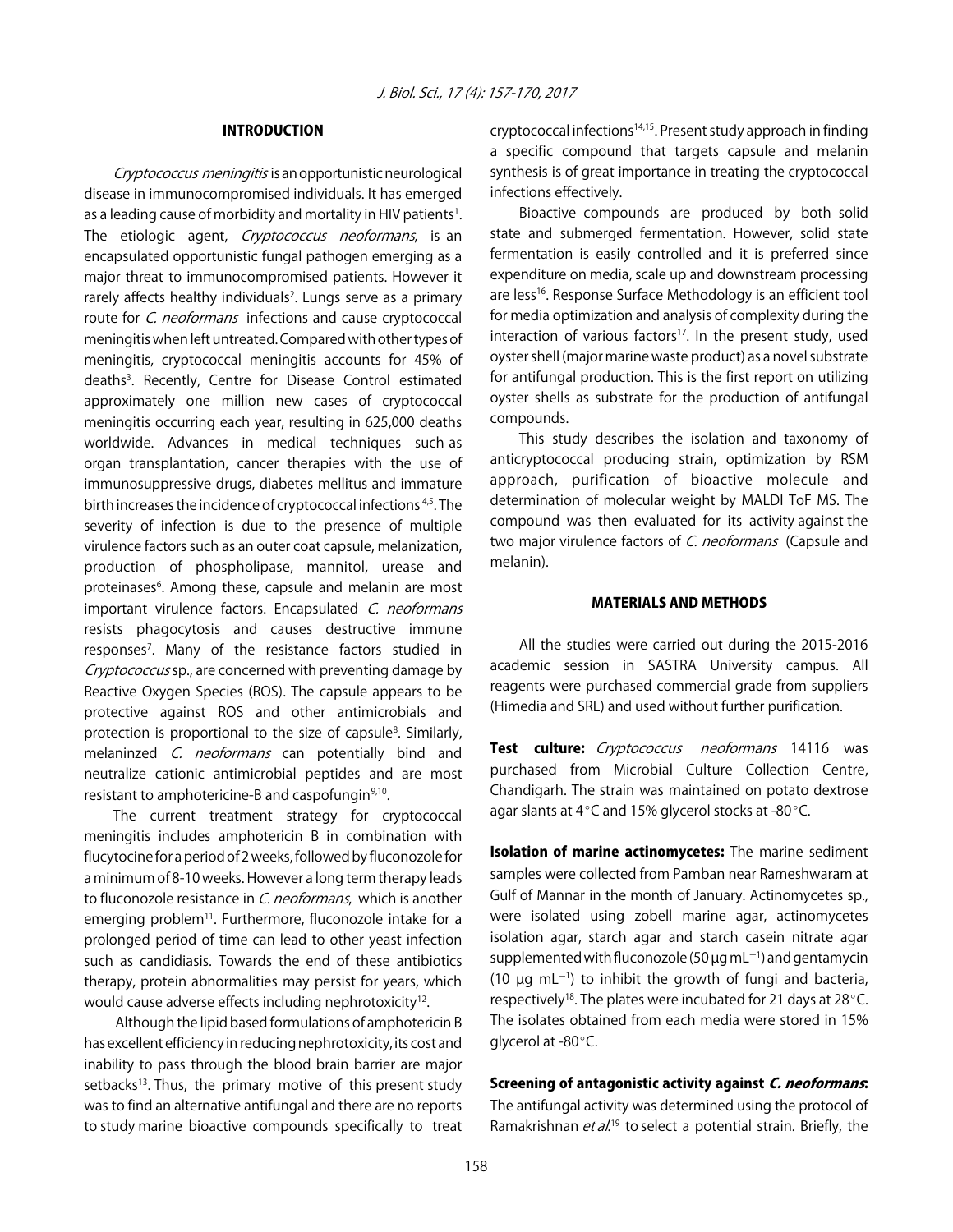## INTRODUCTION

*Cryptococcus meningitis* is an opportunistic neurological disease in immunocompromised individuals. It has emerged as a leading cause of morbidity and mortality in HIV patients[1]. The etiologic agent, *Cryptococcus neoformans*, is an encapsulated opportunistic fungal pathogen emerging as a major threat to immunocompromised patients. However it rarely affects healthy individuals[2]. Lungs serve as a primary route for *C. neoformans* infections and cause cryptococcal meningitis when left untreated. Compared with other types of meningitis, cryptococcal meningitis accounts for 45% of deaths[3]. Recently, Centre for Disease Control estimated approximately one million new cases of cryptococcal meningitis occurring each year, resulting in 625,000 deaths worldwide. Advances in medical techniques such as organ transplantation, cancer therapies with the use of immunosuppressive drugs, diabetes mellitus and immature birth increases the incidence of cryptococcal infections[4,5]. The severity of infection is due to the presence of multiple virulence factors such as an outer coat capsule, melanization, production of phospholipase, mannitol, urease and proteinases[6]. Among these, capsule and melanin are most important virulence factors. Encapsulated *C. neoformans* resists phagocytosis and causes destructive immune responses[7]. Many of the resistance factors studied in *Cryptococcus* sp., are concerned with preventing damage by Reactive Oxygen Species (ROS). The capsule appears to be protective against ROS and other antimicrobials and protection is proportional to the size of capsule[8]. Similarly, melaninzed *C. neoformans* can potentially bind and neutralize cationic antimicrobial peptides and are most resistant to amphotericine-B and caspofungin[9,10].

The current treatment strategy for cryptococcal meningitis includes amphotericin B in combination with flucytocine for a period of 2 weeks, followed by fluconozole for a minimum of 8-10 weeks. However a long term therapy leads to fluconozole resistance in *C. neoformans*, which is another emerging problem[11]. Furthermore, fluconozole intake for a prolonged period of time can lead to other yeast infection such as candidiasis. Towards the end of these antibiotics therapy, protein abnormalities may persist for years, which would cause adverse effects including nephrotoxicity[12].

Although the lipid based formulations of amphotericin B has excellent efficiency in reducing nephrotoxicity, its cost and inability to pass through the blood brain barrier are major setbacks[13]. Thus, the primary motive of this present study was to find an alternative antifungal and there are no reports to study marine bioactive compounds specifically to treat cryptococcal infections[14,15]. Present study approach in finding a specific compound that targets capsule and melanin synthesis is of great importance in treating the cryptococcal infections effectively.

Bioactive compounds are produced by both solid state and submerged fermentation. However, solid state fermentation is easily controlled and it is preferred since expenditure on media, scale up and downstream processing are less[16]. Response Surface Methodology is an efficient tool for media optimization and analysis of complexity during the interaction of various factors[17]. In the present study, used oyster shell (major marine waste product) as a novel substrate for antifungal production. This is the first report on utilizing oyster shells as substrate for the production of antifungal compounds.

This study describes the isolation and taxonomy of anticryptococcal producing strain, optimization by RSM approach, purification of bioactive molecule and determination of molecular weight by MALDI ToF MS. The compound was then evaluated for its activity against the two major virulence factors of *C. neoformans* (Capsule and melanin).

## MATERIALS AND METHODS

All the studies were carried out during the 2015-2016 academic session in SASTRA University campus. All reagents were purchased commercial grade from suppliers (Himedia and SRL) and used without further purification.

**Test culture:** *Cryptococcus neoformans* 14116 was purchased from Microbial Culture Collection Centre, Chandigarh. The strain was maintained on potato dextrose agar slants at 4°C and 15% glycerol stocks at -80°C.

**Isolation of marine actinomycetes:** The marine sediment samples were collected from Pamban near Rameshwaram at Gulf of Mannar in the month of January. Actinomycetes sp., were isolated using zobell marine agar, actinomycetes isolation agar, starch agar and starch casein nitrate agar supplemented with fluconozole (50 μg $mL^{-1}$) and gentamycin (10 μg $mL^{-1}$) to inhibit the growth of fungi and bacteria, respectively[18]. The plates were incubated for 21 days at 28°C. The isolates obtained from each media were stored in 15% glycerol at -80°C.

**Screening of antagonistic activity against *C. neoformans*:** The antifungal activity was determined using the protocol of Ramakrishnan *et al.*[19] to select a potential strain. Briefly, the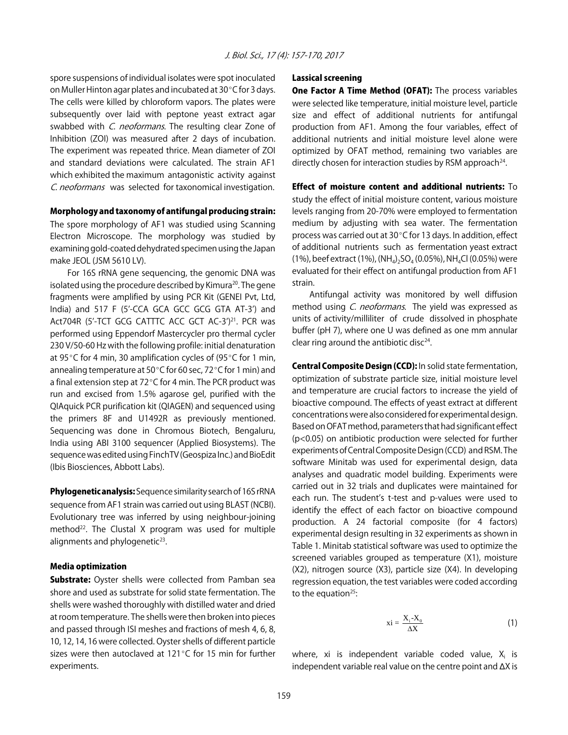spore suspensions of individual isolates were spot inoculated on Muller Hinton agar plates and incubated at 30°C for 3 days. The cells were killed by chloroform vapors. The plates were subsequently over laid with peptone yeast extract agar swabbed with *C. neoformans*. The resulting clear Zone of Inhibition (ZOI) was measured after 2 days of incubation. The experiment was repeated thrice. Mean diameter of ZOI and standard deviations were calculated. The strain AF1 which exhibited the maximum antagonistic activity against *C. neoformans* was selected for taxonomical investigation.

**Morphology and taxonomy of antifungal producing strain:** The spore morphology of AF1 was studied using Scanning Electron Microscope. The morphology was studied by examining gold-coated dehydrated specimen using the Japan make JEOL (JSM 5610 LV).

For 16S rRNA gene sequencing, the genomic DNA was isolated using the procedure described by Kimura[20]. The gene fragments were amplified by using PCR Kit (GENEI Pvt, Ltd, India) and 517 F (5'-CCA GCA GCC GCG GTA AT-3') and Act704R (5'-TCT GCG CATTTC ACC GCT AC-3')[21]. PCR was performed using Eppendorf Mastercycler pro thermal cycler 230 V/50-60 Hz with the following profile: initial denaturation at 95°C for 4 min, 30 amplification cycles of (95°C for 1 min, annealing temperature at 50°C for 60 sec, 72°C for 1 min) and a final extension step at 72°C for 4 min. The PCR product was run and excised from 1.5% agarose gel, purified with the QIAquick PCR purification kit (QIAGEN) and sequenced using the primers 8F and U1492R as previously mentioned. Sequencing was done in Chromous Biotech, Bengaluru, India using ABI 3100 sequencer (Applied Biosystems). The sequence was edited using FinchTV (Geospiza Inc.) and BioEdit (Ibis Biosciences, Abbott Labs).

**Phylogenetic analysis:** Sequence similarity search of 16S rRNA sequence from AF1 strain was carried out using BLAST (NCBI). Evolutionary tree was inferred by using neighbour-joining method[22]. The Clustal X program was used for multiple alignments and phylogenetic[23].

### Media optimization

**Substrate:** Oyster shells were collected from Pamban sea shore and used as substrate for solid state fermentation. The shells were washed thoroughly with distilled water and dried at room temperature. The shells were then broken into pieces and passed through ISI meshes and fractions of mesh 4, 6, 8, 10, 12, 14, 16 were collected. Oyster shells of different particle sizes were then autoclaved at 121°C for 15 min for further experiments.

### Lassical screening

**One Factor A Time Method (OFAT):** The process variables were selected like temperature, initial moisture level, particle size and effect of additional nutrients for antifungal production from AF1. Among the four variables, effect of additional nutrients and initial moisture level alone were optimized by OFAT method, remaining two variables are directly chosen for interaction studies by RSM approach[24].

**Effect of moisture content and additional nutrients:** To study the effect of initial moisture content, various moisture levels ranging from 20-70% were employed to fermentation medium by adjusting with sea water. The fermentation process was carried out at 30°C for 13 days. In addition, effect of additional nutrients such as fermentation yeast extract (1%), beef extract (1%), $(NH_4)_2SO_4$ (0.05%), $NH_4Cl$ (0.05%) were evaluated for their effect on antifungal production from AF1 strain.

Antifungal activity was monitored by well diffusion method using *C. neoformans*. The yield was expressed as units of activity/milliliter of crude dissolved in phosphate buffer (pH 7), where one U was defined as one mm annular clear ring around the antibiotic disc[24].

**Central Composite Design (CCD):** In solid state fermentation, optimization of substrate particle size, initial moisture level and temperature are crucial factors to increase the yield of bioactive compound. The effects of yeast extract at different concentrations were also considered for experimental design. Based on OFAT method, parameters that had significant effect ($p<0.05$) on antibiotic production were selected for further experiments of Central Composite Design (CCD) and RSM. The software Minitab was used for experimental design, data analyses and quadratic model building. Experiments were carried out in 32 trials and duplicates were maintained for each run. The student's t-test and p-values were used to identify the effect of each factor on bioactive compound production. A 24 factorial composite (for 4 factors) experimental design resulting in 32 experiments as shown in Table 1. Minitab statistical software was used to optimize the screened variables grouped as temperature (X1), moisture (X2), nitrogen source (X3), particle size (X4). In developing regression equation, the test variables were coded according to the equation[25]:

$$xi = \frac{X_i - X_0}{\Delta X} \quad (1)$$

where, xi is independent variable coded value, $X_i$ is independent variable real value on the centre point and $\Delta X$ is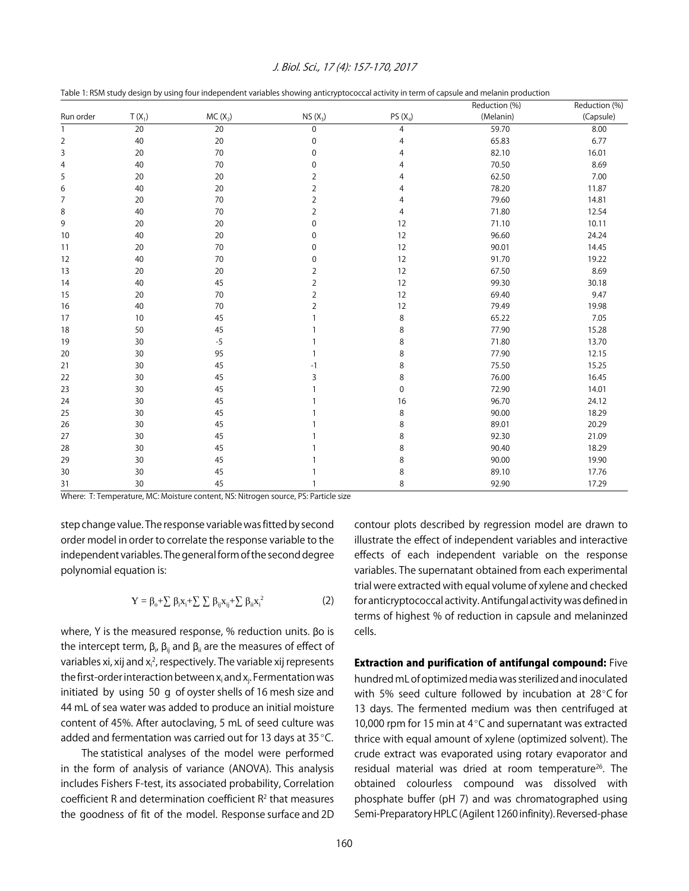Table 1: RSM study design by using four independent variables showing anticryptococcal activity in term of capsule and melanin production

| Run order | T ($X_1$) | MC ($X_2$) | NS ($X_3$) | PS ($X_4$) | Reduction (%) (Melanin) | Reduction (%) (Capsule) |
|---|---|---|---|---|---|---|
| 1 | 20 | 20 | 0 | 4 | 59.70 | 8.00 |
| 2 | 40 | 20 | 0 | 4 | 65.83 | 6.77 |
| 3 | 20 | 70 | 0 | 4 | 82.10 | 16.01 |
| 4 | 40 | 70 | 0 | 4 | 70.50 | 8.69 |
| 5 | 20 | 20 | 2 | 4 | 62.50 | 7.00 |
| 6 | 40 | 20 | 2 | 4 | 78.20 | 11.87 |
| 7 | 20 | 70 | 2 | 4 | 79.60 | 14.81 |
| 8 | 40 | 70 | 2 | 4 | 71.80 | 12.54 |
| 9 | 20 | 20 | 0 | 12 | 71.10 | 10.11 |
| 10 | 40 | 20 | 0 | 12 | 96.60 | 24.24 |
| 11 | 20 | 70 | 0 | 12 | 90.01 | 14.45 |
| 12 | 40 | 70 | 0 | 12 | 91.70 | 19.22 |
| 13 | 20 | 20 | 2 | 12 | 67.50 | 8.69 |
| 14 | 40 | 45 | 2 | 12 | 99.30 | 30.18 |
| 15 | 20 | 70 | 2 | 12 | 69.40 | 9.47 |
| 16 | 40 | 70 | 2 | 12 | 79.49 | 19.98 |
| 17 | 10 | 45 | 1 | 8 | 65.22 | 7.05 |
| 18 | 50 | 45 | 1 | 8 | 77.90 | 15.28 |
| 19 | 30 | -5 | 1 | 8 | 71.80 | 13.70 |
| 20 | 30 | 95 | 1 | 8 | 77.90 | 12.15 |
| 21 | 30 | 45 | -1 | 8 | 75.50 | 15.25 |
| 22 | 30 | 45 | 3 | 8 | 76.00 | 16.45 |
| 23 | 30 | 45 | 1 | 0 | 72.90 | 14.01 |
| 24 | 30 | 45 | 1 | 16 | 96.70 | 24.12 |
| 25 | 30 | 45 | 1 | 8 | 90.00 | 18.29 |
| 26 | 30 | 45 | 1 | 8 | 89.01 | 20.29 |
| 27 | 30 | 45 | 1 | 8 | 92.30 | 21.09 |
| 28 | 30 | 45 | 1 | 8 | 90.40 | 18.29 |
| 29 | 30 | 45 | 1 | 8 | 90.00 | 19.90 |
| 30 | 30 | 45 | 1 | 8 | 89.10 | 17.76 |
| 31 | 30 | 45 | 1 | 8 | 92.90 | 17.29 |

Where: T: Temperature, MC: Moisture content, NS: Nitrogen source, PS: Particle size

step change value. The response variable was fitted by second order model in order to correlate the response variable to the independent variables. The general form of the second degree polynomial equation is:

$$Y = \beta_o + \sum \beta_i x_i + \sum \sum \beta_{ij} x_{ij} + \sum \beta_{ii} x_i^2 \tag{2}$$

where, Y is the measured response, % reduction units. $\beta o$ is the intercept term, $\beta_i$, $\beta_{ij}$ and $\beta_{ii}$ are the measures of effect of variables xi, xij and $x_i^2$, respectively. The variable xij represents the first-order interaction between $x_i$ and $x_j$. Fermentation was initiated by using 50 g of oyster shells of 16 mesh size and 44 mL of sea water was added to produce an initial moisture content of 45%. After autoclaving, 5 mL of seed culture was added and fermentation was carried out for 13 days at 35°C.

The statistical analyses of the model were performed in the form of analysis of variance (ANOVA). This analysis includes Fishers F-test, its associated probability, Correlation coefficient R and determination coefficient $R^2$ that measures the goodness of fit of the model. Response surface and 2D contour plots described by regression model are drawn to illustrate the effect of independent variables and interactive effects of each independent variable on the response variables. The supernatant obtained from each experimental trial were extracted with equal volume of xylene and checked for anticryptococcal activity. Antifungal activity was defined in terms of highest % of reduction in capsule and melaninzed cells.

**Extraction and purification of antifungal compound:** Five hundred mL of optimized media was sterilized and inoculated with 5% seed culture followed by incubation at 28°C for 13 days. The fermented medium was then centrifuged at 10,000 rpm for 15 min at 4°C and supernatant was extracted thrice with equal amount of xylene (optimized solvent). The crude extract was evaporated using rotary evaporator and residual material was dried at room temperature[26]. The obtained colourless compound was dissolved with phosphate buffer (pH 7) and was chromatographed using Semi-Preparatory HPLC (Agilent 1260 infinity). Reversed-phase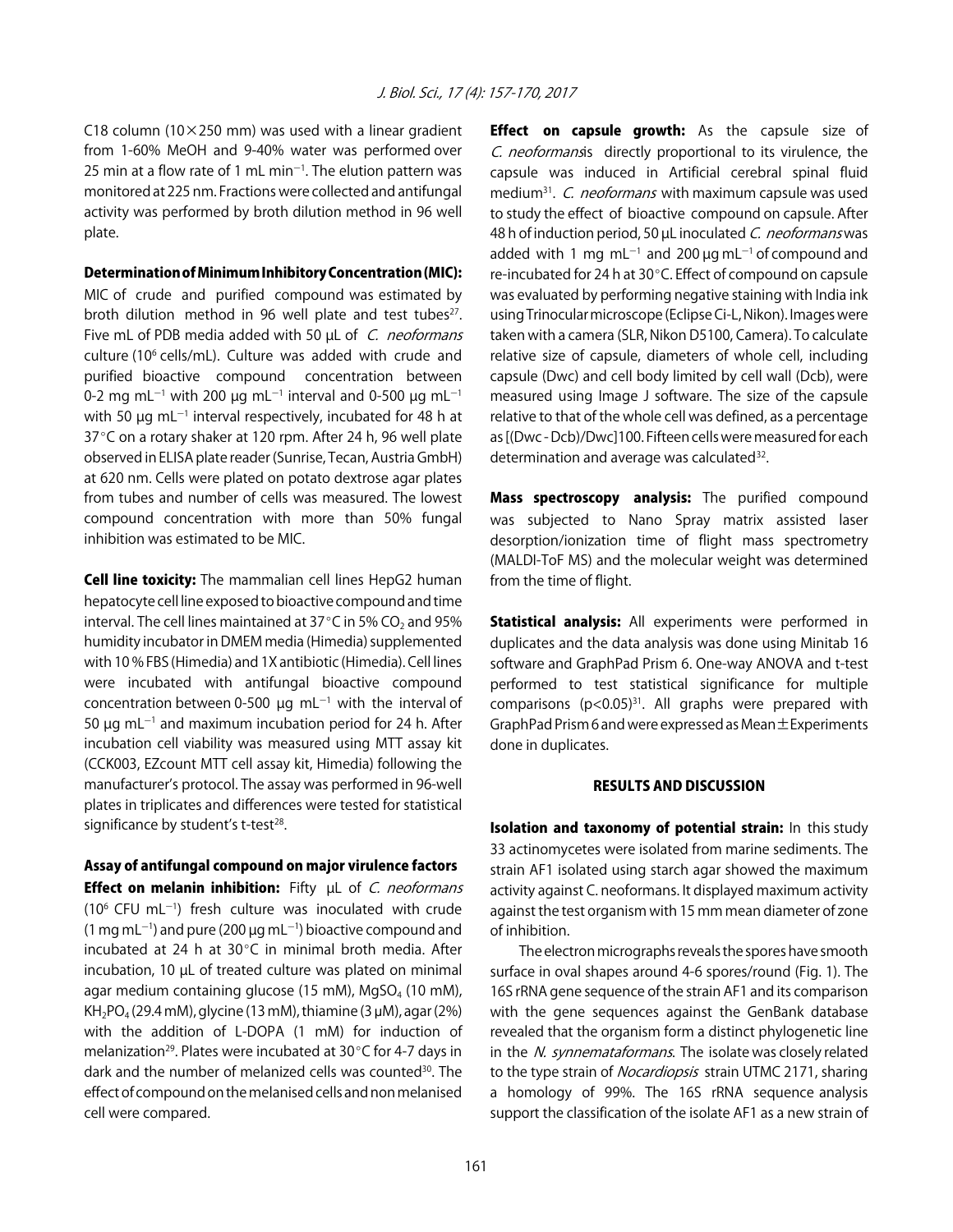C18 column ($10 \times 250$ mm) was used with a linear gradient from 1-60% MeOH and 9-40% water was performed over 25 min at a flow rate of 1 mL $min^{-1}$. The elution pattern was monitored at 225 nm. Fractions were collected and antifungal activity was performed by broth dilution method in 96 well plate.

**Determination of Minimum Inhibitory Concentration (MIC):** MIC of crude and purified compound was estimated by broth dilution method in 96 well plate and test tubes[27]. Five mL of PDB media added with 50 μL of *C. neoformans* culture ($10^6$ cells/mL). Culture was added with crude and purified bioactive compound concentration between 0-2 mg $mL^{-1}$ with 200 μg $mL^{-1}$ interval and 0-500 μg $mL^{-1}$ with 50 μg $mL^{-1}$ interval respectively, incubated for 48 h at 37°C on a rotary shaker at 120 rpm. After 24 h, 96 well plate observed in ELISA plate reader (Sunrise, Tecan, Austria GmbH) at 620 nm. Cells were plated on potato dextrose agar plates from tubes and number of cells was measured. The lowest compound concentration with more than 50% fungal inhibition was estimated to be MIC.

**Cell line toxicity:** The mammalian cell lines HepG2 human hepatocyte cell line exposed to bioactive compound and time interval. The cell lines maintained at 37°C in 5% $CO_2$ and 95% humidity incubator in DMEM media (Himedia) supplemented with 10% FBS (Himedia) and 1X antibiotic (Himedia). Cell lines were incubated with antifungal bioactive compound concentration between 0-500 μg $mL^{-1}$ with the interval of 50 μg $mL^{-1}$ and maximum incubation period for 24 h. After incubation cell viability was measured using MTT assay kit (CCK003, EZcount MTT cell assay kit, Himedia) following the manufacturer's protocol. The assay was performed in 96-well plates in triplicates and differences were tested for statistical significance by student's t-test[28].

### Assay of antifungal compound on major virulence factors

**Effect on melanin inhibition:** Fifty μL of *C. neoformans* ($10^6$ CFU $mL^{-1}$) fresh culture was inoculated with crude (1 mg $mL^{-1}$) and pure (200 μg $mL^{-1}$) bioactive compound and incubated at 24 h at 30°C in minimal broth media. After incubation, 10 μL of treated culture was plated on minimal agar medium containing glucose (15 mM), $MgSO_4$ (10 mM), $KH_2PO_4$ (29.4 mM), glycine (13 mM), thiamine (3 μM), agar (2%) with the addition of L-DOPA (1 mM) for induction of melanization[29]. Plates were incubated at 30°C for 4-7 days in dark and the number of melanized cells was counted[30]. The effect of compound on the melanised cells and non melanised cell were compared.

**Effect on capsule growth:** As the capsule size of *C. neoformans*is directly proportional to its virulence, the capsule was induced in Artificial cerebral spinal fluid medium[31]. *C. neoformans* with maximum capsule was used to study the effect of bioactive compound on capsule. After 48 h of induction period, 50 μL inoculated *C. neoformans* was added with 1 mg $mL^{-1}$ and 200 μg $mL^{-1}$ of compound and re-incubated for 24 h at 30°C. Effect of compound on capsule was evaluated by performing negative staining with India ink using Trinocular microscope (Eclipse Ci-L, Nikon). Images were taken with a camera (SLR, Nikon D5100, Camera). To calculate relative size of capsule, diameters of whole cell, including capsule (Dwc) and cell body limited by cell wall (Dcb), were measured using Image J software. The size of the capsule relative to that of the whole cell was defined, as a percentage as [(Dwc - Dcb)/Dwc]100. Fifteen cells were measured for each determination and average was calculated[32].

**Mass spectroscopy analysis:** The purified compound was subjected to Nano Spray matrix assisted laser desorption/ionization time of flight mass spectrometry (MALDI-ToF MS) and the molecular weight was determined from the time of flight.

**Statistical analysis:** All experiments were performed in duplicates and the data analysis was done using Minitab 16 software and GraphPad Prism 6. One-way ANOVA and t-test performed to test statistical significance for multiple comparisons ($p<0.05$)[31]. All graphs were prepared with GraphPad Prism 6 and were expressed as Mean±Experiments done in duplicates.

## RESULTS AND DISCUSSION

**Isolation and taxonomy of potential strain:** In this study 33 actinomycetes were isolated from marine sediments. The strain AF1 isolated using starch agar showed the maximum activity against C. neoformans. It displayed maximum activity against the test organism with 15 mm mean diameter of zone of inhibition.

The electron micrographs reveals the spores have smooth surface in oval shapes around 4-6 spores/round (Fig. 1). The 16S rRNA gene sequence of the strain AF1 and its comparison with the gene sequences against the GenBank database revealed that the organism form a distinct phylogenetic line in the *N. synnemataformans*. The isolate was closely related to the type strain of *Nocardiopsis* strain UTMC 2171, sharing a homology of 99%. The 16S rRNA sequence analysis support the classification of the isolate AF1 as a new strain of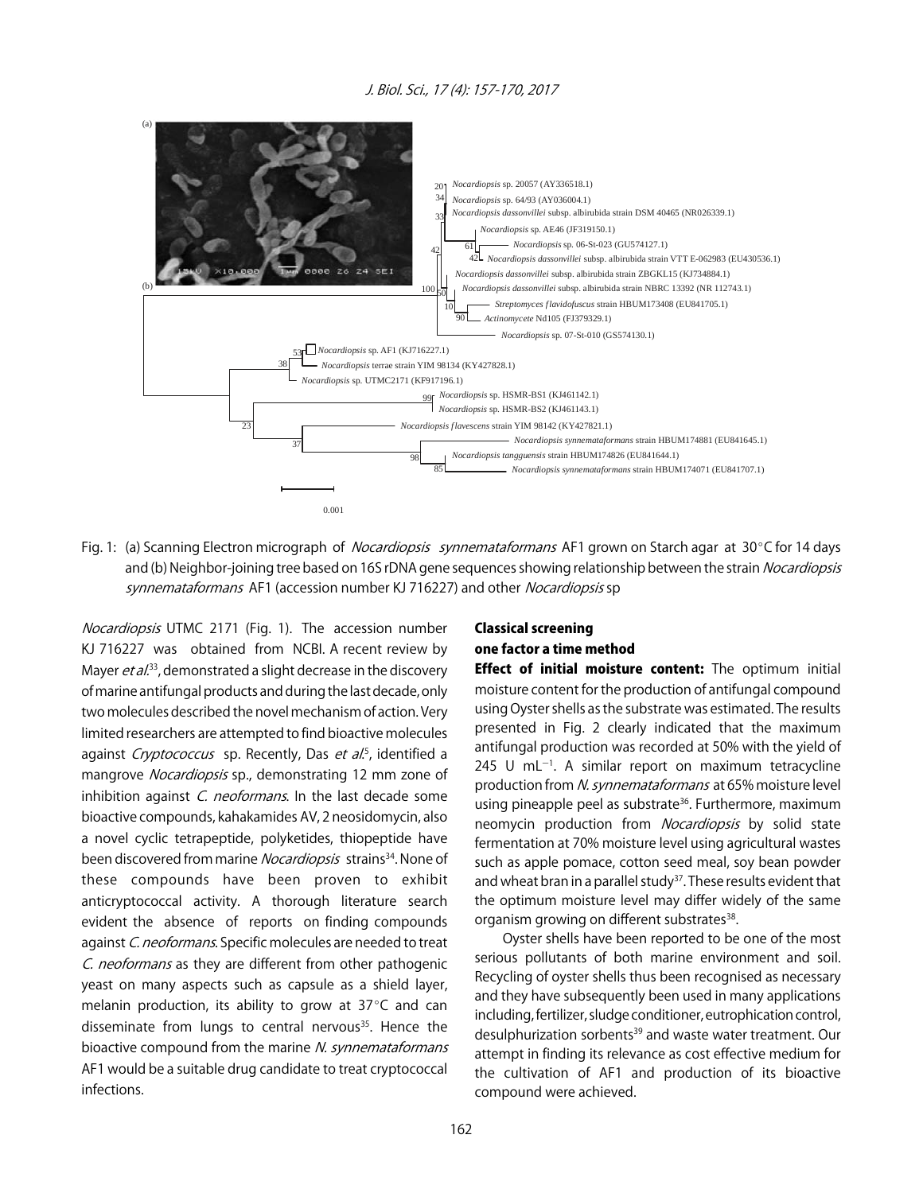Fig. 1: (a) Scanning Electron micrograph of *Nocardiopsis synnemataformans* AF1 grown on Starch agar at 30°C for 14 days and (b) Neighbor-joining tree based on 16S rDNA gene sequences showing relationship between the strain *Nocardiopsis synnemataformans* AF1 (accession number KJ 716227) and other *Nocardiopsis* sp

*Nocardiopsis* UTMC 2171 (Fig. 1). The accession number KJ 716227 was obtained from NCBI. A recent review by Mayer *et al*.[33], demonstrated a slight decrease in the discovery of marine antifungal products and during the last decade, only two molecules described the novel mechanism of action. Very limited researchers are attempted to find bioactive molecules against *Cryptococcus* sp. Recently, Das *et al*.[5], identified a mangrove *Nocardiopsis* sp., demonstrating 12 mm zone of inhibition against *C. neoformans*. In the last decade some bioactive compounds, kahakamides AV, 2 neosidomycin, also a novel cyclic tetrapeptide, polyketides, thiopeptide have been discovered from marine *Nocardiopsis* strains[34]. None of these compounds have been proven to exhibit anticryptococcal activity. A thorough literature search evident the absence of reports on finding compounds against *C. neoformans*. Specific molecules are needed to treat *C. neoformans* as they are different from other pathogenic yeast on many aspects such as capsule as a shield layer, melanin production, its ability to grow at 37°C and can disseminate from lungs to central nervous[35]. Hence the bioactive compound from the marine *N. synnemataformans* AF1 would be a suitable drug candidate to treat cryptococcal infections.

## Classical screening

### one factor a time method

**Effect of initial moisture content:** The optimum initial moisture content for the production of antifungal compound using Oyster shells as the substrate was estimated. The results presented in Fig. 2 clearly indicated that the maximum antifungal production was recorded at 50% with the yield of 245 U $mL^{-1}$. A similar report on maximum tetracycline production from *N. synnemataformans* at 65% moisture level using pineapple peel as substrate[36]. Furthermore, maximum neomycin production from *Nocardiopsis* by solid state fermentation at 70% moisture level using agricultural wastes such as apple pomace, cotton seed meal, soy bean powder and wheat bran in a parallel study[37]. These results evident that the optimum moisture level may differ widely of the same organism growing on different substrates[38].

Oyster shells have been reported to be one of the most serious pollutants of both marine environment and soil. Recycling of oyster shells thus been recognised as necessary and they have subsequently been used in many applications including, fertilizer, sludge conditioner, eutrophication control, desulphurization sorbents[39] and waste water treatment. Our attempt in finding its relevance as cost effective medium for the cultivation of AF1 and production of its bioactive compound were achieved.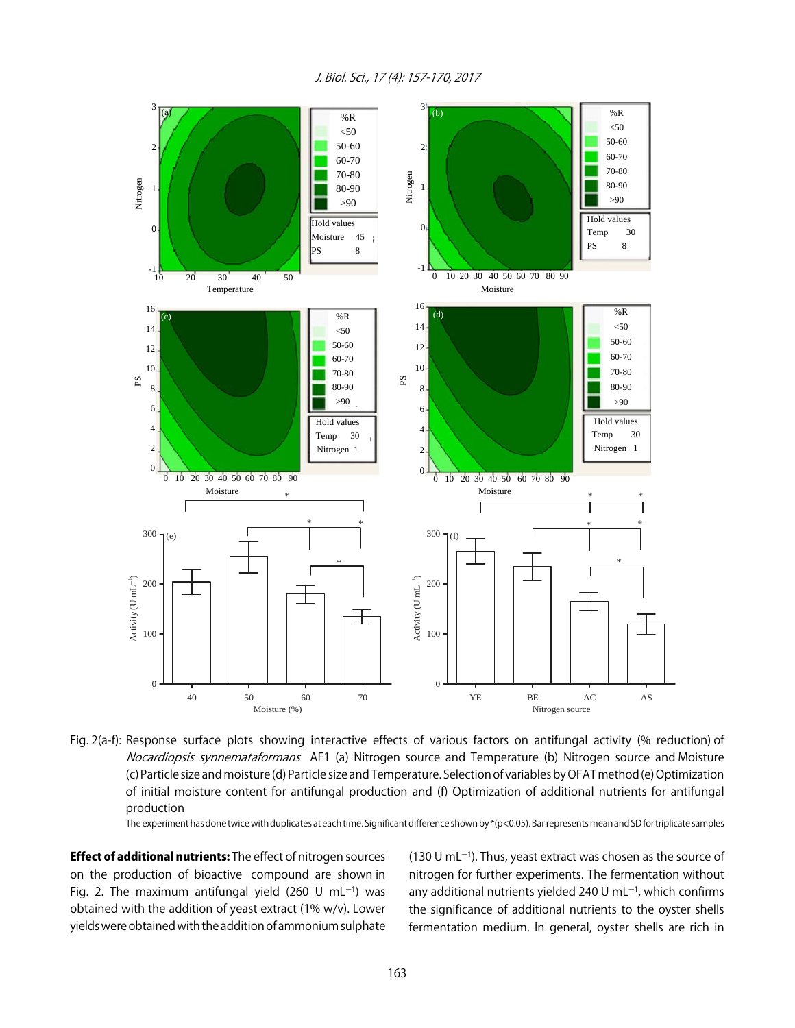Fig. 2(a-f): Response surface plots showing interactive effects of various factors on antifungal activity (% reduction) of *Nocardiopsis synnemataformans* AF1 (a) Nitrogen source and Temperature (b) Nitrogen source and Moisture (c) Particle size and moisture (d) Particle size and Temperature. Selection of variables by OFAT method (e) Optimization of initial moisture content for antifungal production and (f) Optimization of additional nutrients for antifungal production

The experiment has done twice with duplicates at each time. Significant difference shown by *($p<0.05$). Bar represents mean and SD for triplicate samples

**Effect of additional nutrients:** The effect of nitrogen sources on the production of bioactive compound are shown in Fig. 2. The maximum antifungal yield (260 U $mL^{-1}$) was obtained with the addition of yeast extract (1% w/v). Lower yields were obtained with the addition of ammonium sulphate (130 U $mL^{-1}$). Thus, yeast extract was chosen as the source of nitrogen for further experiments. The fermentation without any additional nutrients yielded 240 U $mL^{-1}$, which confirms the significance of additional nutrients to the oyster shells fermentation medium. In general, oyster shells are rich in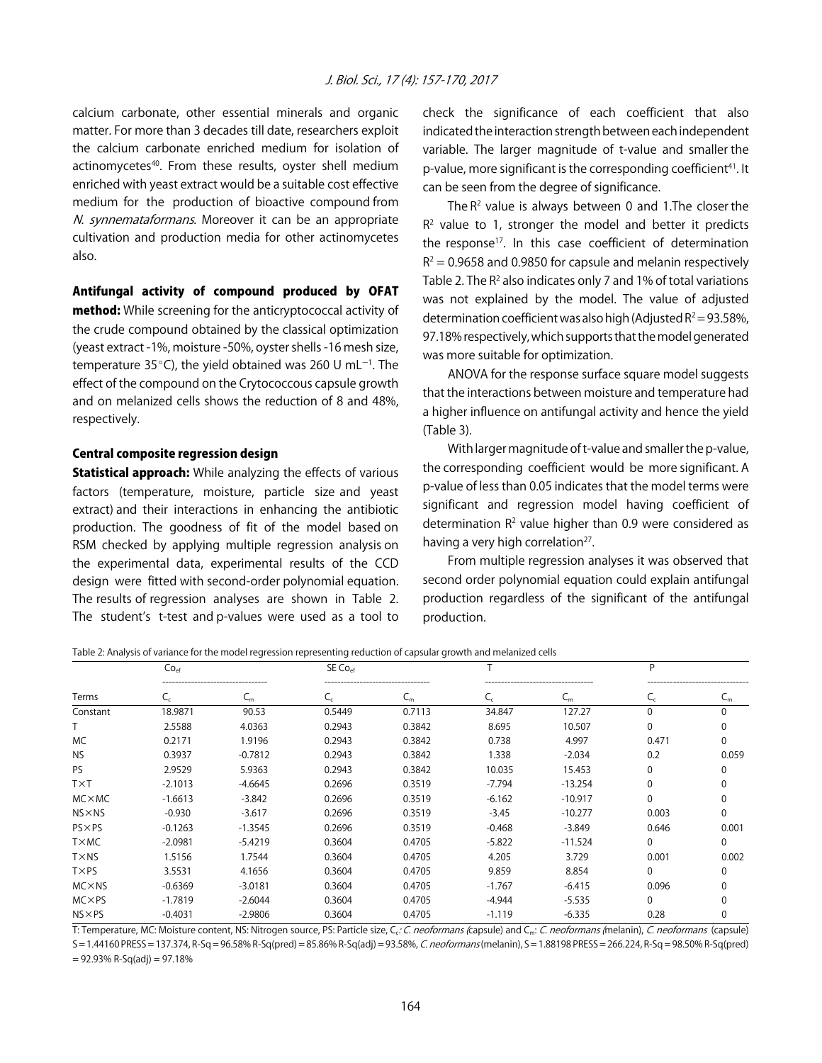calcium carbonate, other essential minerals and organic matter. For more than 3 decades till date, researchers exploit the calcium carbonate enriched medium for isolation of actinomycetes[40]. From these results, oyster shell medium enriched with yeast extract would be a suitable cost effective medium for the production of bioactive compound from *N. synnemataformans*. Moreover it can be an appropriate cultivation and production media for other actinomycetes also.

**Antifungal activity of compound produced by OFAT method:** While screening for the anticryptococcal activity of the crude compound obtained by the classical optimization (yeast extract -1%, moisture -50%, oyster shells -16 mesh size, temperature 35°C), the yield obtained was 260 U $mL^{-1}$. The effect of the compound on the Crytococcous capsule growth and on melanized cells shows the reduction of 8 and 48%, respectively.

### Central composite regression design

**Statistical approach:** While analyzing the effects of various factors (temperature, moisture, particle size and yeast extract) and their interactions in enhancing the antibiotic production. The goodness of fit of the model based on RSM checked by applying multiple regression analysis on the experimental data, experimental results of the CCD design were fitted with second-order polynomial equation. The results of regression analyses are shown in Table 2. The student's t-test and p-values were used as a tool to check the significance of each coefficient that also indicated the interaction strength between each independent variable. The larger magnitude of t-value and smaller the p-value, more significant is the corresponding coefficient[41]. It can be seen from the degree of significance.

The $R^2$ value is always between 0 and 1.The closer the $R^2$ value to 1, stronger the model and better it predicts the response[17]. In this case coefficient of determination $R^2 = 0.9658$ and 0.9850 for capsule and melanin respectively Table 2. The $R^2$ also indicates only 7 and 1% of total variations was not explained by the model. The value of adjusted determination coefficient was also high (Adjusted $R^2 = 93.58\%$, 97.18% respectively, which supports that the model generated was more suitable for optimization.

ANOVA for the response surface square model suggests that the interactions between moisture and temperature had a higher influence on antifungal activity and hence the yield (Table 3).

With larger magnitude of t-value and smaller the p-value, the corresponding coefficient would be more significant. A p-value of less than 0.05 indicates that the model terms were significant and regression model having coefficient of determination $R^2$ value higher than 0.9 were considered as having a very high correlation[27].

From multiple regression analyses it was observed that second order polynomial equation could explain antifungal production regardless of the significant of the antifungal production.

Table 2: Analysis of variance for the model regression representing reduction of capsular growth and melanized cells

| | $Co_{ef}$ | | SE $Co_{ef}$ | | T | | P | |
|---|---|---|---|---|---|---|---|---|
| Terms | $C_c$ | $C_m$ | $C_c$ | $C_m$ | $C_c$ | $C_m$ | $C_c$ | $C_m$ |
| Constant | 18.9871 | 90.53 | 0.5449 | 0.7113 | 34.847 | 127.27 | 0 | 0 |
| T | 2.5588 | 4.0363 | 0.2943 | 0.3842 | 8.695 | 10.507 | 0 | 0 |
| MC | 0.2171 | 1.9196 | 0.2943 | 0.3842 | 0.738 | 4.997 | 0.471 | 0 |
| NS | 0.3937 | -0.7812 | 0.2943 | 0.3842 | 1.338 | -2.034 | 0.2 | 0.059 |
| PS | 2.9529 | 5.9363 | 0.2943 | 0.3842 | 10.035 | 15.453 | 0 | 0 |
| T×T | -2.1013 | -4.6645 | 0.2696 | 0.3519 | -7.794 | -13.254 | 0 | 0 |
| MC×MC | -1.6613 | -3.842 | 0.2696 | 0.3519 | -6.162 | -10.917 | 0 | 0 |
| NS×NS | -0.930 | -3.617 | 0.2696 | 0.3519 | -3.45 | -10.277 | 0.003 | 0 |
| PS×PS | -0.1263 | -1.3545 | 0.2696 | 0.3519 | -0.468 | -3.849 | 0.646 | 0.001 |
| T×MC | -2.0981 | -5.4219 | 0.3604 | 0.4705 | -5.822 | -11.524 | 0 | 0 |
| T×NS | 1.5156 | 1.7544 | 0.3604 | 0.4705 | 4.205 | 3.729 | 0.001 | 0.002 |
| T×PS | 3.5531 | 4.1656 | 0.3604 | 0.4705 | 9.859 | 8.854 | 0 | 0 |
| MC×NS | -0.6369 | -3.0181 | 0.3604 | 0.4705 | -1.767 | -6.415 | 0.096 | 0 |
| MC×PS | -1.7819 | -2.6044 | 0.3604 | 0.4705 | -4.944 | -5.535 | 0 | 0 |
| NS×PS | -0.4031 | -2.9806 | 0.3604 | 0.4705 | -1.119 | -6.335 | 0.28 | 0 |

T: Temperature, MC: Moisture content, NS: Nitrogen source, PS: Particle size, $C_c$: *C. neoformans* (capsule) and $C_m$: *C. neoformans* (melanin), *C. neoformans* (capsule) S = 1.44160 PRESS = 137.374, R-Sq = 96.58% R-Sq(pred) = 85.86% R-Sq(adj) = 93.58%, *C. neoformans* (melanin), S = 1.88198 PRESS = 266.224, R-Sq = 98.50% R-Sq(pred) = 92.93% R-Sq(adj) = 97.18%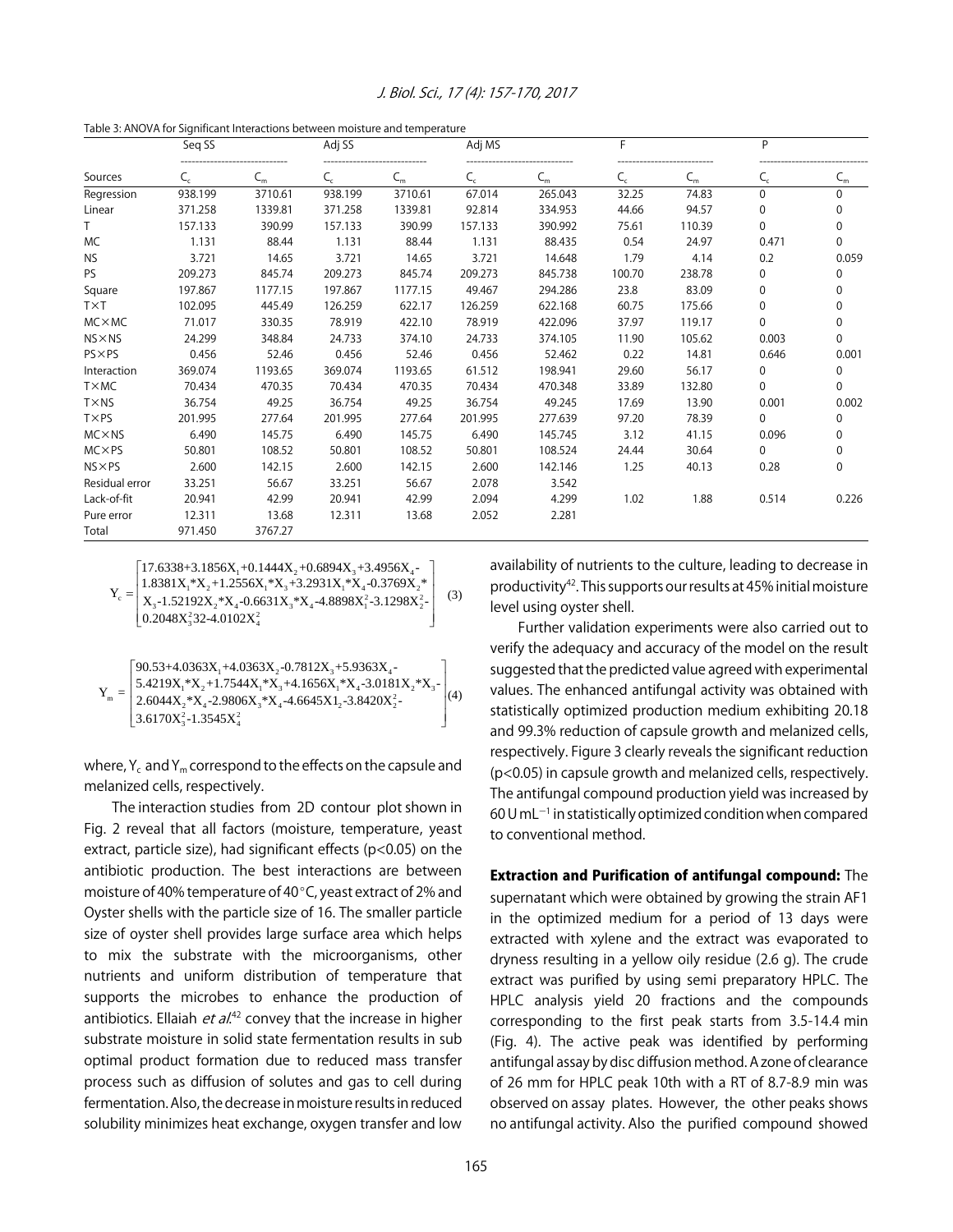Table 3: ANOVA for Significant Interactions between moisture and temperature

| Sources | Seq SS | | Adj SS | | Adj MS | | F | | P | |
|---|---|---|---|---|---|---|---|---|---|---|
| | $C_c$ | $C_m$ | $C_c$ | $C_m$ | $C_c$ | $C_m$ | $C_c$ | $C_m$ | $C_c$ | $C_m$ |
| Regression | 938.199 | 3710.61 | 938.199 | 3710.61 | 67.014 | 265.043 | 32.25 | 74.83 | 0 | 0 |
| Linear | 371.258 | 1339.81 | 371.258 | 1339.81 | 92.814 | 334.953 | 44.66 | 94.57 | 0 | 0 |
| T | 157.133 | 390.99 | 157.133 | 390.99 | 157.133 | 390.992 | 75.61 | 110.39 | 0 | 0 |
| MC | 1.131 | 88.44 | 1.131 | 88.44 | 1.131 | 88.435 | 0.54 | 24.97 | 0.471 | 0 |
| NS | 3.721 | 14.65 | 3.721 | 14.65 | 3.721 | 14.648 | 1.79 | 4.14 | 0.2 | 0.059 |
| PS | 209.273 | 845.74 | 209.273 | 845.74 | 209.273 | 845.738 | 100.70 | 238.78 | 0 | 0 |
| Square | 197.867 | 1177.15 | 197.867 | 1177.15 | 49.467 | 294.286 | 23.8 | 83.09 | 0 | 0 |
| T×T | 102.095 | 445.49 | 126.259 | 622.17 | 126.259 | 622.168 | 60.75 | 175.66 | 0 | 0 |
| MC×MC | 71.017 | 330.35 | 78.919 | 422.10 | 78.919 | 422.096 | 37.97 | 119.17 | 0 | 0 |
| NS×NS | 24.299 | 348.84 | 24.733 | 374.10 | 24.733 | 374.105 | 11.90 | 105.62 | 0.003 | 0 |
| PS×PS | 0.456 | 52.46 | 0.456 | 52.46 | 0.456 | 52.462 | 0.22 | 14.81 | 0.646 | 0.001 |
| Interaction | 369.074 | 1193.65 | 369.074 | 1193.65 | 61.512 | 198.941 | 29.60 | 56.17 | 0 | 0 |
| T×MC | 70.434 | 470.35 | 70.434 | 470.35 | 70.434 | 470.348 | 33.89 | 132.80 | 0 | 0 |
| T×NS | 36.754 | 49.25 | 36.754 | 49.25 | 36.754 | 49.245 | 17.69 | 13.90 | 0.001 | 0.002 |
| T×PS | 201.995 | 277.64 | 201.995 | 277.64 | 201.995 | 277.639 | 97.20 | 78.39 | 0 | 0 |
| MC×NS | 6.490 | 145.75 | 6.490 | 145.75 | 6.490 | 145.745 | 3.12 | 41.15 | 0.096 | 0 |
| MC×PS | 50.801 | 108.52 | 50.801 | 108.52 | 50.801 | 108.524 | 24.44 | 30.64 | 0 | 0 |
| NS×PS | 2.600 | 142.15 | 2.600 | 142.15 | 2.600 | 142.146 | 1.25 | 40.13 | 0.28 | 0 |
| Residual error | 33.251 | 56.67 | 33.251 | 56.67 | 2.078 | 3.542 | | | | |
| Lack-of-fit | 20.941 | 42.99 | 20.941 | 42.99 | 2.094 | 4.299 | 1.02 | 1.88 | 0.514 | 0.226 |
| Pure error | 12.311 | 13.68 | 12.311 | 13.68 | 2.052 | 2.281 | | | | |
| Total | 971.450 | 3767.27 | | | | | | | | |

$$Y_c = \begin{bmatrix} 17.6338+3.1856X_1+0.1444X_2+0.6894X_3+3.4956X_4- \\ 1.8381X_1{*}X_2+1.2556X_1{*}X_3+3.2931X_1{*}X_4-0.3769X_2{*} \\ X_3-1.52192X_2{*}X_4-0.6631X_3{*}X_4-4.8898X_1^2-3.1298X_2^2- \\ 0.2048X_3^2 32-4.0102X_4^2 \end{bmatrix} \quad (3)$$

$$Y_m = \begin{bmatrix} 90.53+4.0363X_1+4.0363X_2-0.7812X_3+5.9363X_4- \\ 5.4219X_1{*}X_2+1.7544X_1{*}X_3+4.1656X_1{*}X_4-3.0181X_2{*}X_3- \\ 2.6044X_2{*}X_4-2.9806X_3{*}X_4-4.6645X1_2-3.8420X_2^2- \\ 3.6170X_3^2-1.3545X_4^2 \end{bmatrix} \quad (4)$$

where, $Y_c$ and $Y_m$ correspond to the effects on the capsule and melanized cells, respectively.

The interaction studies from 2D contour plot shown in Fig. 2 reveal that all factors (moisture, temperature, yeast extract, particle size), had significant effects ($p<0.05$) on the antibiotic production. The best interactions are between moisture of 40% temperature of 40°C, yeast extract of 2% and Oyster shells with the particle size of 16. The smaller particle size of oyster shell provides large surface area which helps to mix the substrate with the microorganisms, other nutrients and uniform distribution of temperature that supports the microbes to enhance the production of antibiotics. Ellaiah *et al.*[42] convey that the increase in higher substrate moisture in solid state fermentation results in sub optimal product formation due to reduced mass transfer process such as diffusion of solutes and gas to cell during fermentation. Also, the decrease in moisture results in reduced solubility minimizes heat exchange, oxygen transfer and low availability of nutrients to the culture, leading to decrease in productivity[42]. This supports our results at 45% initial moisture level using oyster shell.

Further validation experiments were also carried out to verify the adequacy and accuracy of the model on the result suggested that the predicted value agreed with experimental values. The enhanced antifungal activity was obtained with statistically optimized production medium exhibiting 20.18 and 99.3% reduction of capsule growth and melanized cells, respectively. Figure 3 clearly reveals the significant reduction ($p<0.05$) in capsule growth and melanized cells, respectively. The antifungal compound production yield was increased by 60 U $mL^{-1}$ in statistically optimized condition when compared to conventional method.

**Extraction and Purification of antifungal compound:** The supernatant which were obtained by growing the strain AF1 in the optimized medium for a period of 13 days were extracted with xylene and the extract was evaporated to dryness resulting in a yellow oily residue (2.6 g). The crude extract was purified by using semi preparatory HPLC. The HPLC analysis yield 20 fractions and the compounds corresponding to the first peak starts from 3.5-14.4 min (Fig. 4). The active peak was identified by performing antifungal assay by disc diffusion method. A zone of clearance of 26 mm for HPLC peak 10th with a RT of 8.7-8.9 min was observed on assay plates. However, the other peaks shows no antifungal activity. Also the purified compound showed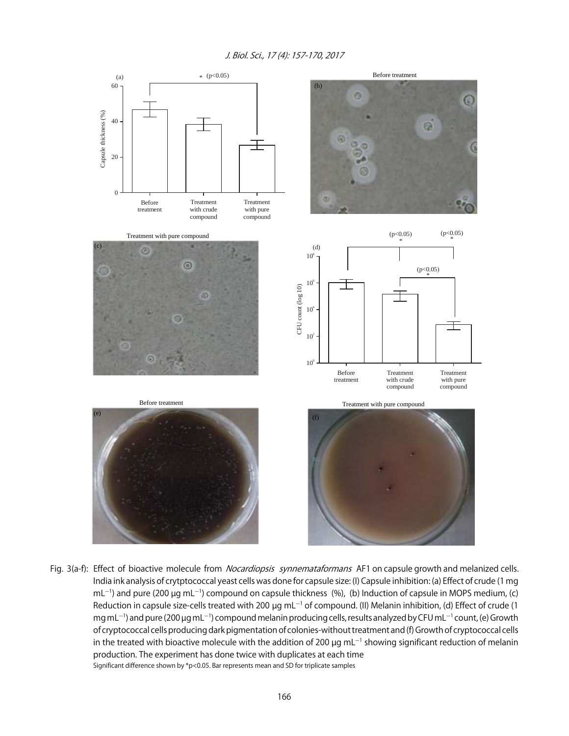Fig. 3(a-f): Effect of bioactive molecule from *Nocardiopsis synnemataformans* AF1 on capsule growth and melanized cells. India ink analysis of crytptococcal yeast cells was done for capsule size: (I) Capsule inhibition: (a) Effect of crude (1 mg $mL^{-1}$) and pure (200 µg $mL^{-1}$) compound on capsule thickness (%), (b) Induction of capsule in MOPS medium, (c) Reduction in capsule size-cells treated with 200 µg $mL^{-1}$ of compound. (II) Melanin inhibition, (d) Effect of crude (1 mg $mL^{-1}$) and pure (200 µg $mL^{-1}$) compound melanin producing cells, results analyzed by CFU $mL^{-1}$ count, (e) Growth of cryptococcal cells producing dark pigmentation of colonies-without treatment and (f) Growth of cryptococcal cells in the treated with bioactive molecule with the addition of 200 µg $mL^{-1}$ showing significant reduction of melanin production. The experiment has done twice with duplicates at each time

Significant difference shown by *$p<0.05$. Bar represents mean and SD for triplicate samples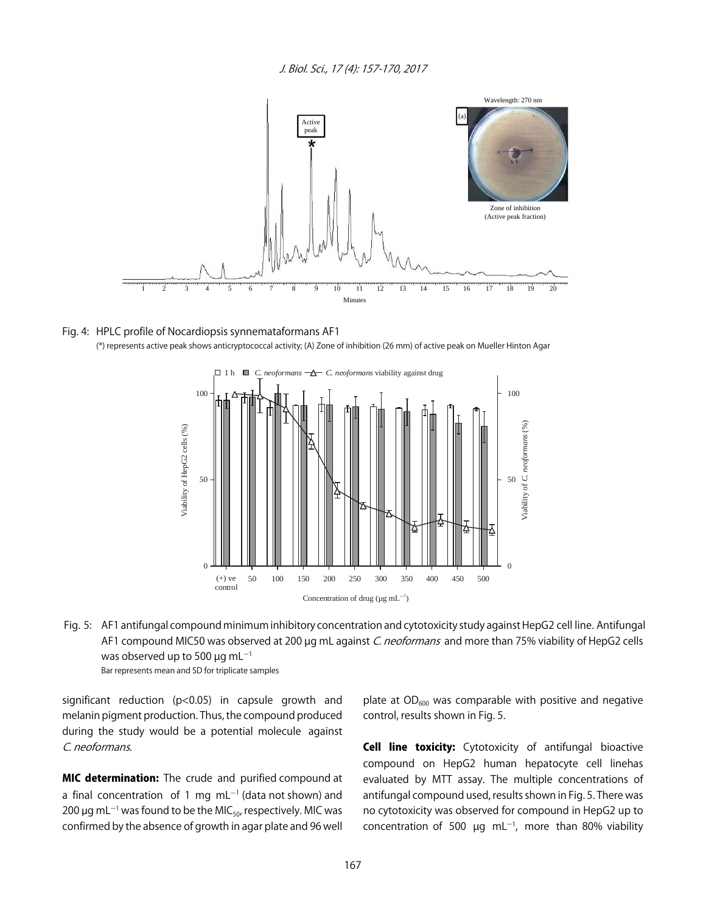Fig. 4: HPLC profile of Nocardiopsis synnemataformans AF1
(*) represents active peak shows anticryptococcal activity; (A) Zone of inhibition (26 mm) of active peak on Mueller Hinton Agar

Fig. 5: AF1 antifungal compound minimum inhibitory concentration and cytotoxicity study against HepG2 cell line. Antifungal AF1 compound MIC50 was observed at 200 µg mL against *C. neoformans* and more than 75% viability of HepG2 cells was observed up to 500 µg $mL^{-1}$
Bar represents mean and SD for triplicate samples

significant reduction ($p<0.05$) in capsule growth and melanin pigment production. Thus, the compound produced during the study would be a potential molecule against *C. neoformans*.

**MIC determination:** The crude and purified compound at a final concentration of 1 mg $mL^{-1}$ (data not shown) and 200 µg $mL^{-1}$ was found to be the $MIC_{50}$, respectively. MIC was confirmed by the absence of growth in agar plate and 96 well plate at $OD_{600}$ was comparable with positive and negative control, results shown in Fig. 5.

**Cell line toxicity:** Cytotoxicity of antifungal bioactive compound on HepG2 human hepatocyte cell linehas evaluated by MTT assay. The multiple concentrations of antifungal compound used, results shown in Fig. 5. There was no cytotoxicity was observed for compound in HepG2 up to concentration of 500 µg $mL^{-1}$, more than 80% viability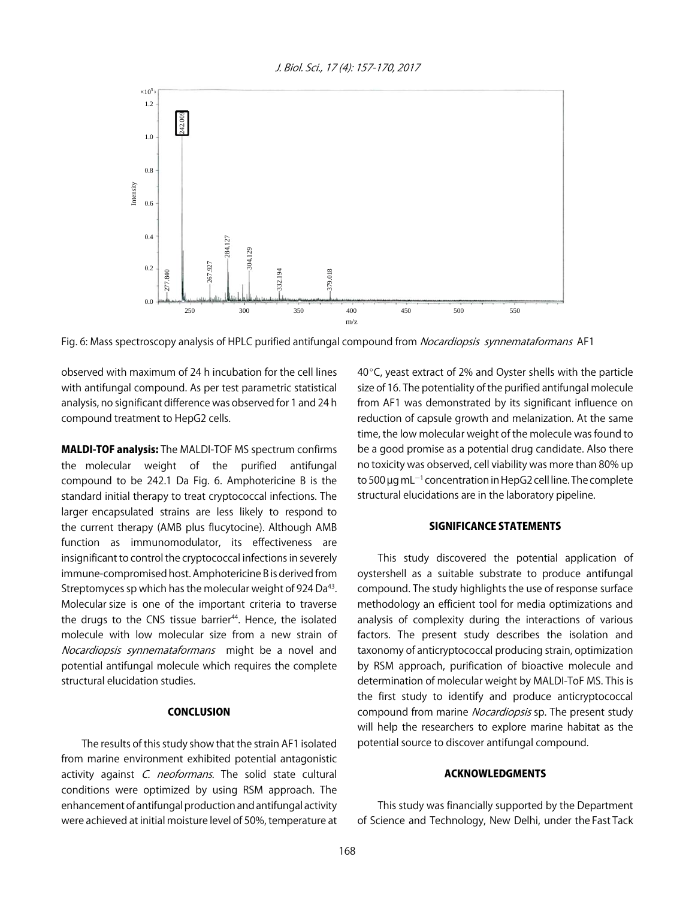Fig. 6: Mass spectroscopy analysis of HPLC purified antifungal compound from *Nocardiopsis synnemataformans* AF1

observed with maximum of 24 h incubation for the cell lines with antifungal compound. As per test parametric statistical analysis, no significant difference was observed for 1 and 24 h compound treatment to HepG2 cells.

**MALDI-TOF analysis:** The MALDI-TOF MS spectrum confirms the molecular weight of the purified antifungal compound to be 242.1 Da Fig. 6. Amphotericine B is the standard initial therapy to treat cryptococcal infections. The larger encapsulated strains are less likely to respond to the current therapy (AMB plus flucytocine). Although AMB function as immunomodulator, its effectiveness are insignificant to control the cryptococcal infections in severely immune-compromised host. Amphotericine B is derived from Streptomyces sp which has the molecular weight of 924 Da[43]. Molecular size is one of the important criteria to traverse the drugs to the CNS tissue barrier[44]. Hence, the isolated molecule with low molecular size from a new strain of *Nocardiopsis synnemataformans* might be a novel and potential antifungal molecule which requires the complete structural elucidation studies.

## CONCLUSION

The results of this study show that the strain AF1 isolated from marine environment exhibited potential antagonistic activity against *C. neoformans*. The solid state cultural conditions were optimized by using RSM approach. The enhancement of antifungal production and antifungal activity were achieved at initial moisture level of 50%, temperature at 40°C, yeast extract of 2% and Oyster shells with the particle size of 16. The potentiality of the purified antifungal molecule from AF1 was demonstrated by its significant influence on reduction of capsule growth and melanization. At the same time, the low molecular weight of the molecule was found to be a good promise as a potential drug candidate. Also there no toxicity was observed, cell viability was more than 80% up to 500 μg $mL^{-1}$ concentration in HepG2 cell line. The complete structural elucidations are in the laboratory pipeline.

## SIGNIFICANCE STATEMENTS

This study discovered the potential application of oystershell as a suitable substrate to produce antifungal compound. The study highlights the use of response surface methodology an efficient tool for media optimizations and analysis of complexity during the interactions of various factors. The present study describes the isolation and taxonomy of anticryptococcal producing strain, optimization by RSM approach, purification of bioactive molecule and determination of molecular weight by MALDI-ToF MS. This is the first study to identify and produce anticryptococcal compound from marine *Nocardiopsis* sp. The present study will help the researchers to explore marine habitat as the potential source to discover antifungal compound.

## ACKNOWLEDGMENTS

This study was financially supported by the Department of Science and Technology, New Delhi, under the Fast Tack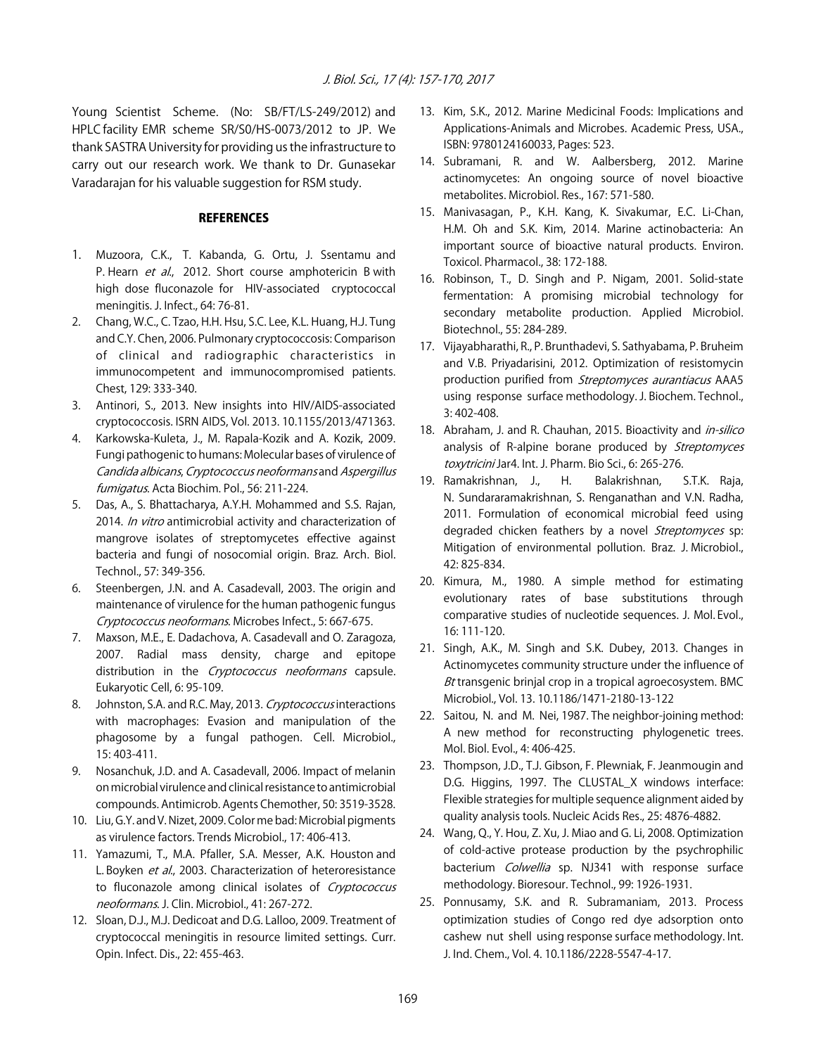Young Scientist Scheme. (No: SB/FT/LS-249/2012) and HPLC facility EMR scheme SR/S0/HS-0073/2012 to JP. We thank SASTRA University for providing us the infrastructure to carry out our research work. We thank to Dr. Gunasekar Varadarajan for his valuable suggestion for RSM study.

## REFERENCES

1. Muzoora, C.K., T. Kabanda, G. Ortu, J. Ssentamu and P. Hearn *et al*., 2012. Short course amphotericin B with high dose fluconazole for HIV-associated cryptococcal meningitis. J. Infect., 64: 76-81.
2. Chang, W.C., C. Tzao, H.H. Hsu, S.C. Lee, K.L. Huang, H.J. Tung and C.Y. Chen, 2006. Pulmonary cryptococcosis: Comparison of clinical and radiographic characteristics in immunocompetent and immunocompromised patients. Chest, 129: 333-340.
3. Antinori, S., 2013. New insights into HIV/AIDS-associated cryptococcosis. ISRN AIDS, Vol. 2013. 10.1155/2013/471363.
4. Karkowska-Kuleta, J., M. Rapala-Kozik and A. Kozik, 2009. Fungi pathogenic to humans: Molecular bases of virulence of *Candida albicans*, *Cryptococcus neoformans* and *Aspergillus fumigatus*. Acta Biochim. Pol., 56: 211-224.
5. Das, A., S. Bhattacharya, A.Y.H. Mohammed and S.S. Rajan, 2014. *In vitro* antimicrobial activity and characterization of mangrove isolates of streptomycetes effective against bacteria and fungi of nosocomial origin. Braz. Arch. Biol. Technol., 57: 349-356.
6. Steenbergen, J.N. and A. Casadevall, 2003. The origin and maintenance of virulence for the human pathogenic fungus *Cryptococcus neoformans*. Microbes Infect., 5: 667-675.
7. Maxson, M.E., E. Dadachova, A. Casadevall and O. Zaragoza, 2007. Radial mass density, charge and epitope distribution in the *Cryptococcus neoformans* capsule. Eukaryotic Cell, 6: 95-109.
8. Johnston, S.A. and R.C. May, 2013. *Cryptococcus* interactions with macrophages: Evasion and manipulation of the phagosome by a fungal pathogen. Cell. Microbiol., 15: 403-411.
9. Nosanchuk, J.D. and A. Casadevall, 2006. Impact of melanin on microbial virulence and clinical resistance to antimicrobial compounds. Antimicrob. Agents Chemother, 50: 3519-3528.
10. Liu, G.Y. and V. Nizet, 2009. Color me bad: Microbial pigments as virulence factors. Trends Microbiol., 17: 406-413.
11. Yamazumi, T., M.A. Pfaller, S.A. Messer, A.K. Houston and L. Boyken *et al*., 2003. Characterization of heteroresistance to fluconazole among clinical isolates of *Cryptococcus neoformans*. J. Clin. Microbiol., 41: 267-272.
12. Sloan, D.J., M.J. Dedicoat and D.G. Lalloo, 2009. Treatment of cryptococcal meningitis in resource limited settings. Curr. Opin. Infect. Dis., 22: 455-463.
13. Kim, S.K., 2012. Marine Medicinal Foods: Implications and Applications-Animals and Microbes. Academic Press, USA., ISBN: 9780124160033, Pages: 523.
14. Subramani, R. and W. Aalbersberg, 2012. Marine actinomycetes: An ongoing source of novel bioactive metabolites. Microbiol. Res., 167: 571-580.
15. Manivasagan, P., K.H. Kang, K. Sivakumar, E.C. Li-Chan, H.M. Oh and S.K. Kim, 2014. Marine actinobacteria: An important source of bioactive natural products. Environ. Toxicol. Pharmacol., 38: 172-188.
16. Robinson, T., D. Singh and P. Nigam, 2001. Solid-state fermentation: A promising microbial technology for secondary metabolite production. Applied Microbiol. Biotechnol., 55: 284-289.
17. Vijayabharathi, R., P. Brunthadevi, S. Sathyabama, P. Bruheim and V.B. Priyadarisini, 2012. Optimization of resistomycin production purified from *Streptomyces aurantiacus* AAA5 using response surface methodology. J. Biochem. Technol., 3: 402-408.
18. Abraham, J. and R. Chauhan, 2015. Bioactivity and *in-silico* analysis of R-alpine borane produced by *Streptomyces toxytricini* Jar4. Int. J. Pharm. Bio Sci., 6: 265-276.
19. Ramakrishnan, J., H. Balakrishnan, S.T.K. Raja, N. Sundararamakrishnan, S. Renganathan and V.N. Radha, 2011. Formulation of economical microbial feed using degraded chicken feathers by a novel *Streptomyces* sp: Mitigation of environmental pollution. Braz. J. Microbiol., 42: 825-834.
20. Kimura, M., 1980. A simple method for estimating evolutionary rates of base substitutions through comparative studies of nucleotide sequences. J. Mol. Evol., 16: 111-120.
21. Singh, A.K., M. Singh and S.K. Dubey, 2013. Changes in Actinomycetes community structure under the influence of *Bt* transgenic brinjal crop in a tropical agroecosystem. BMC Microbiol., Vol. 13. 10.1186/1471-2180-13-122
22. Saitou, N. and M. Nei, 1987. The neighbor-joining method: A new method for reconstructing phylogenetic trees. Mol. Biol. Evol., 4: 406-425.
23. Thompson, J.D., T.J. Gibson, F. Plewniak, F. Jeanmougin and D.G. Higgins, 1997. The CLUSTAL_X windows interface: Flexible strategies for multiple sequence alignment aided by quality analysis tools. Nucleic Acids Res., 25: 4876-4882.
24. Wang, Q., Y. Hou, Z. Xu, J. Miao and G. Li, 2008. Optimization of cold-active protease production by the psychrophilic bacterium *Colwellia* sp. NJ341 with response surface methodology. Bioresour. Technol., 99: 1926-1931.
25. Ponnusamy, S.K. and R. Subramaniam, 2013. Process optimization studies of Congo red dye adsorption onto cashew nut shell using response surface methodology. Int. J. Ind. Chem., Vol. 4. 10.1186/2228-5547-4-17.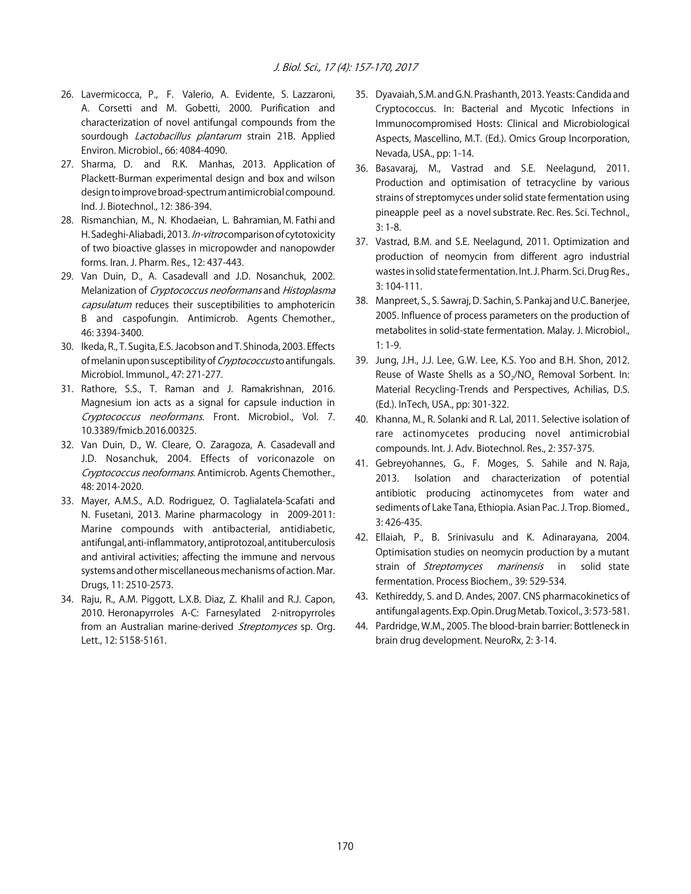26. Lavermicocca, P., F. Valerio, A. Evidente, S. Lazzaroni, A. Corsetti and M. Gobetti, 2000. Purification and characterization of novel antifungal compounds from the sourdough *Lactobacillus plantarum* strain 21B. Applied Environ. Microbiol., 66: 4084-4090.
27. Sharma, D. and R.K. Manhas, 2013. Application of Plackett-Burman experimental design and box and wilson design to improve broad-spectrum antimicrobial compound. Ind. J. Biotechnol., 12: 386-394.
28. Rismanchian, M., N. Khodaeian, L. Bahramian, M. Fathi and H. Sadeghi-Aliabadi, 2013. *In-vitro* comparison of cytotoxicity of two bioactive glasses in micropowder and nanopowder forms. Iran. J. Pharm. Res., 12: 437-443.
29. Van Duin, D., A. Casadevall and J.D. Nosanchuk, 2002. Melanization of *Cryptococcus neoformans* and *Histoplasma capsulatum* reduces their susceptibilities to amphotericin B and caspofungin. Antimicrob. Agents Chemother., 46: 3394-3400.
30. Ikeda, R., T. Sugita, E.S. Jacobson and T. Shinoda, 2003. Effects of melanin upon susceptibility of *Cryptococcus* to antifungals. Microbiol. Immunol., 47: 271-277.
31. Rathore, S.S., T. Raman and J. Ramakrishnan, 2016. Magnesium ion acts as a signal for capsule induction in *Cryptococcus neoformans*. Front. Microbiol., Vol. 7. 10.3389/fmicb.2016.00325.
32. Van Duin, D., W. Cleare, O. Zaragoza, A. Casadevall and J.D. Nosanchuk, 2004. Effects of voriconazole on *Cryptococcus neoformans*. Antimicrob. Agents Chemother., 48: 2014-2020.
33. Mayer, A.M.S., A.D. Rodriguez, O. Taglialatela-Scafati and N. Fusetani, 2013. Marine pharmacology in 2009-2011: Marine compounds with antibacterial, antidiabetic, antifungal, anti-inflammatory, antiprotozoal, antituberculosis and antiviral activities; affecting the immune and nervous systems and other miscellaneous mechanisms of action. Mar. Drugs, 11: 2510-2573.
34. Raju, R., A.M. Piggott, L.X.B. Diaz, Z. Khalil and R.J. Capon, 2010. Heronapyrroles A-C: Farnesylated 2-nitropyrroles from an Australian marine-derived *Streptomyces* sp. Org. Lett., 12: 5158-5161.
35. Dyavaiah, S.M. and G.N. Prashanth, 2013. Yeasts: Candida and Cryptococcus. In: Bacterial and Mycotic Infections in Immunocompromised Hosts: Clinical and Microbiological Aspects, Mascellino, M.T. (Ed.). Omics Group Incorporation, Nevada, USA., pp: 1-14.
36. Basavaraj, M., Vastrad and S.E. Neelagund, 2011. Production and optimisation of tetracycline by various strains of streptomyces under solid state fermentation using pineapple peel as a novel substrate. Rec. Res. Sci. Technol., 3: 1-8.
37. Vastrad, B.M. and S.E. Neelagund, 2011. Optimization and production of neomycin from different agro industrial wastes in solid state fermentation. Int. J. Pharm. Sci. Drug Res., 3: 104-111.
38. Manpreet, S., S. Sawraj, D. Sachin, S. Pankaj and U.C. Banerjee, 2005. Influence of process parameters on the production of metabolites in solid-state fermentation. Malay. J. Microbiol., 1: 1-9.
39. Jung, J.H., J.J. Lee, G.W. Lee, K.S. Yoo and B.H. Shon, 2012. Reuse of Waste Shells as a $SO_2/NO_x$ Removal Sorbent. In: Material Recycling-Trends and Perspectives, Achilias, D.S. (Ed.). InTech, USA., pp: 301-322.
40. Khanna, M., R. Solanki and R. Lal, 2011. Selective isolation of rare actinomycetes producing novel antimicrobial compounds. Int. J. Adv. Biotechnol. Res., 2: 357-375.
41. Gebreyohannes, G., F. Moges, S. Sahile and N. Raja, 2013. Isolation and characterization of potential antibiotic producing actinomycetes from water and sediments of Lake Tana, Ethiopia. Asian Pac. J. Trop. Biomed., 3: 426-435.
42. Ellaiah, P., B. Srinivasulu and K. Adinarayana, 2004. Optimisation studies on neomycin production by a mutant strain of *Streptomyces marinensis* in solid state fermentation. Process Biochem., 39: 529-534.
43. Kethireddy, S. and D. Andes, 2007. CNS pharmacokinetics of antifungal agents. Exp. Opin. Drug Metab. Toxicol., 3: 573-581.
44. Pardridge, W.M., 2005. The blood-brain barrier: Bottleneck in brain drug development. NeuroRx, 2: 3-14.